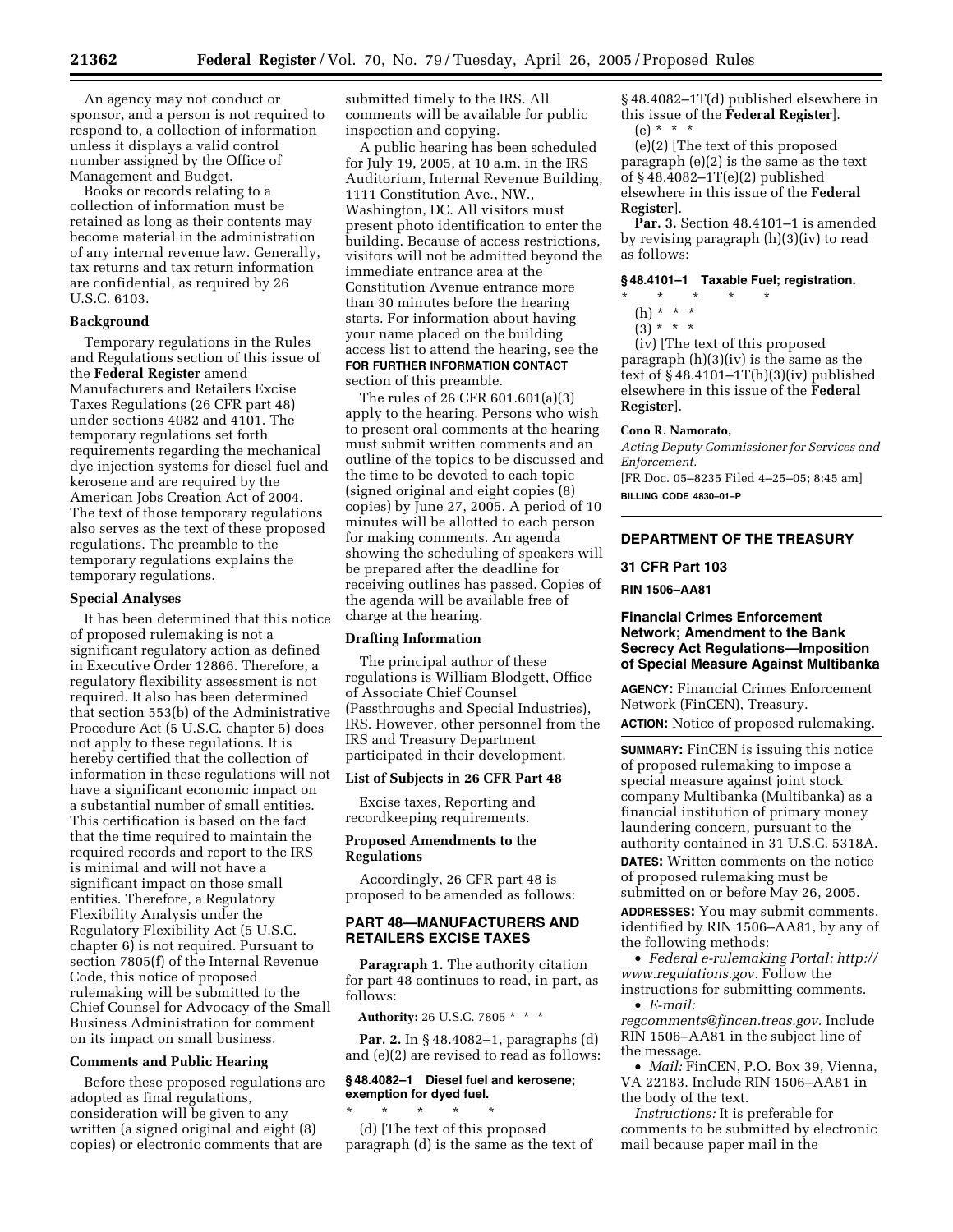An agency may not conduct or sponsor, and a person is not required to respond to, a collection of information unless it displays a valid control number assigned by the Office of Management and Budget.

Books or records relating to a collection of information must be retained as long as their contents may become material in the administration of any internal revenue law. Generally, tax returns and tax return information are confidential, as required by 26 U.S.C. 6103.

### Background

Temporary regulations in the Rules and Regulations section of this issue of the **Federal Register** amend Manufacturers and Retailers Excise Taxes Regulations (26 CFR part 48) under sections 4082 and 4101. The temporary regulations set forth requirements regarding the mechanical dye injection systems for diesel fuel and kerosene and are required by the American Jobs Creation Act of 2004. The text of those temporary regulations also serves as the text of these proposed regulations. The preamble to the temporary regulations explains the temporary regulations.

### Special Analyses

It has been determined that this notice of proposed rulemaking is not a significant regulatory action as defined in Executive Order 12866. Therefore, a regulatory flexibility assessment is not required. It also has been determined that section 553(b) of the Administrative Procedure Act (5 U.S.C. chapter 5) does not apply to these regulations. It is hereby certified that the collection of information in these regulations will not have a significant economic impact on a substantial number of small entities. This certification is based on the fact that the time required to maintain the required records and report to the IRS is minimal and will not have a significant impact on those small entities. Therefore, a Regulatory Flexibility Analysis under the Regulatory Flexibility Act (5 U.S.C. chapter 6) is not required. Pursuant to section 7805(f) of the Internal Revenue Code, this notice of proposed rulemaking will be submitted to the Chief Counsel for Advocacy of the Small Business Administration for comment on its impact on small business.

### Comments and Public Hearing

Before these proposed regulations are adopted as final regulations, consideration will be given to any written (a signed original and eight (8) copies) or electronic comments that are submitted timely to the IRS. All comments will be available for public inspection and copying.

A public hearing has been scheduled for July 19, 2005, at 10 a.m. in the IRS Auditorium, Internal Revenue Building, 1111 Constitution Ave., NW., Washington, DC. All visitors must present photo identification to enter the building. Because of access restrictions, visitors will not be admitted beyond the immediate entrance area at the Constitution Avenue entrance more than 30 minutes before the hearing starts. For information about having your name placed on the building access list to attend the hearing, see the **FOR FURTHER INFORMATION CONTACT** section of this preamble.

The rules of 26 CFR 601.601(a)(3) apply to the hearing. Persons who wish to present oral comments at the hearing must submit written comments and an outline of the topics to be discussed and the time to be devoted to each topic (signed original and eight copies (8) copies) by June 27, 2005. A period of 10 minutes will be allotted to each person for making comments. An agenda showing the scheduling of speakers will be prepared after the deadline for receiving outlines has passed. Copies of the agenda will be available free of charge at the hearing.

### Drafting Information

The principal author of these regulations is William Blodgett, Office of Associate Chief Counsel (Passthroughs and Special Industries), IRS. However, other personnel from the IRS and Treasury Department participated in their development.

### List of Subjects in 26 CFR Part 48

Excise taxes, Reporting and recordkeeping requirements.

### Proposed Amendments to the Regulations

Accordingly, 26 CFR part 48 is proposed to be amended as follows:

## PART 48—MANUFACTURERS AND RETAILERS EXCISE TAXES

**Paragraph 1.** The authority citation for part 48 continues to read, in part, as follows:

**Authority:** 26 U.S.C. 7805 * * *

**Par. 2.** In § 48.4082–1, paragraphs (d) and (e)(2) are revised to read as follows:

#### § 48.4082–1 Diesel fuel and kerosene; exemption for dyed fuel.

\* \* \* \* \*

(d) [The text of this proposed paragraph (d) is the same as the text of § 48.4082–1T(d) published elsewhere in this issue of the **Federal Register**].

(e) * * *

(e)(2) [The text of this proposed paragraph (e)(2) is the same as the text of § 48.4082–1T(e)(2) published elsewhere in this issue of the **Federal Register**].

**Par. 3.** Section 48.4101–1 is amended by revising paragraph (h)(3)(iv) to read as follows:

#### § 48.4101–1 Taxable Fuel; registration.

\* \* \* \* \*

(h) * * *

(3) * * *

(iv) [The text of this proposed paragraph (h)(3)(iv) is the same as the text of § 48.4101–1T(h)(3)(iv) published elsewhere in this issue of the **Federal Register**].

**Cono R. Namorato,**

*Acting Deputy Commissioner for Services and Enforcement.*

[FR Doc. 05–8235 Filed 4–25–05; 8:45 am]

**BILLING CODE 4830–01–P**

---

## DEPARTMENT OF THE TREASURY

### 31 CFR Part 103

**RIN 1506–AA81**

### Financial Crimes Enforcement Network; Amendment to the Bank Secrecy Act Regulations—Imposition of Special Measure Against Multibanka

**AGENCY:** Financial Crimes Enforcement Network (FinCEN), Treasury.

**ACTION:** Notice of proposed rulemaking.

**SUMMARY:** FinCEN is issuing this notice of proposed rulemaking to impose a special measure against joint stock company Multibanka (Multibanka) as a financial institution of primary money laundering concern, pursuant to the authority contained in 31 U.S.C. 5318A.

**DATES:** Written comments on the notice of proposed rulemaking must be submitted on or before May 26, 2005.

**ADDRESSES:** You may submit comments, identified by RIN 1506–AA81, by any of the following methods:

- *Federal e-rulemaking Portal: http://www.regulations.gov.* Follow the instructions for submitting comments.
- *E-mail: regcomments@fincen.treas.gov.* Include RIN 1506–AA81 in the subject line of the message.
- *Mail:* FinCEN, P.O. Box 39, Vienna, VA 22183. Include RIN 1506–AA81 in the body of the text.

*Instructions:* It is preferable for comments to be submitted by electronic mail because paper mail in the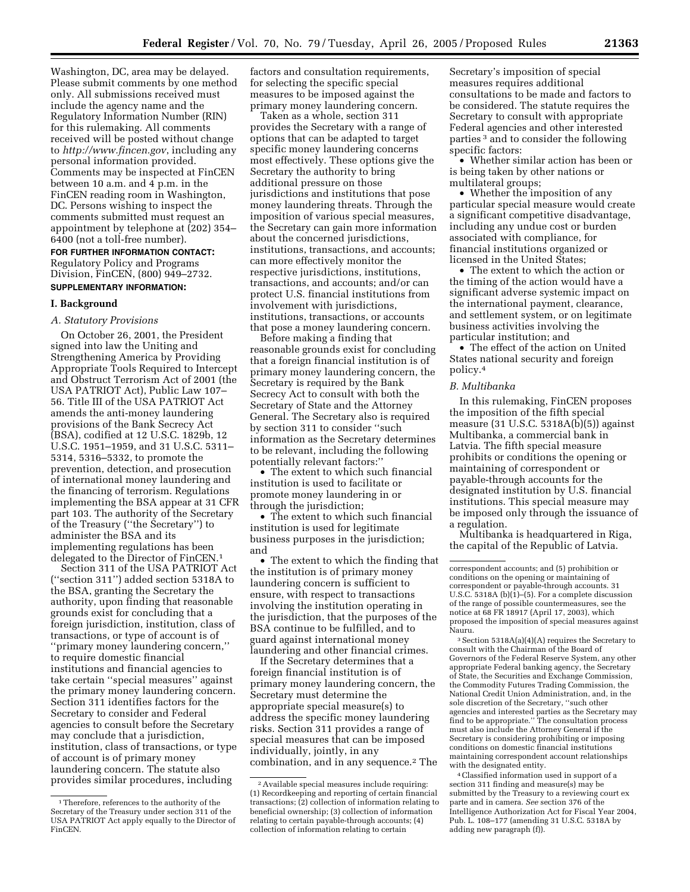Washington, DC, area may be delayed. Please submit comments by one method only. All submissions received must include the agency name and the Regulatory Information Number (RIN) for this rulemaking. All comments received will be posted without change to *http://www.fincen.gov*, including any personal information provided. Comments may be inspected at FinCEN between 10 a.m. and 4 p.m. in the FinCEN reading room in Washington, DC. Persons wishing to inspect the comments submitted must request an appointment by telephone at (202) 354–6400 (not a toll-free number).

**FOR FURTHER INFORMATION CONTACT:** Regulatory Policy and Programs Division, FinCEN, (800) 949–2732.

**SUPPLEMENTARY INFORMATION:**

## I. Background

### *A. Statutory Provisions*

On October 26, 2001, the President signed into law the Uniting and Strengthening America by Providing Appropriate Tools Required to Intercept and Obstruct Terrorism Act of 2001 (the USA PATRIOT Act), Public Law 107–56. Title III of the USA PATRIOT Act amends the anti-money laundering provisions of the Bank Secrecy Act (BSA), codified at 12 U.S.C. 1829b, 12 U.S.C. 1951–1959, and 31 U.S.C. 5311–5314, 5316–5332, to promote the prevention, detection, and prosecution of international money laundering and the financing of terrorism. Regulations implementing the BSA appear at 31 CFR part 103. The authority of the Secretary of the Treasury (''the Secretary'') to administer the BSA and its implementing regulations has been delegated to the Director of FinCEN.[1]

Section 311 of the USA PATRIOT Act (''section 311'') added section 5318A to the BSA, granting the Secretary the authority, upon finding that reasonable grounds exist for concluding that a foreign jurisdiction, institution, class of transactions, or type of account is of ''primary money laundering concern,'' to require domestic financial institutions and financial agencies to take certain ''special measures'' against the primary money laundering concern. Section 311 identifies factors for the Secretary to consider and Federal agencies to consult before the Secretary may conclude that a jurisdiction, institution, class of transactions, or type of account is of primary money laundering concern. The statute also provides similar procedures, including factors and consultation requirements, for selecting the specific special measures to be imposed against the primary money laundering concern.

Taken as a whole, section 311 provides the Secretary with a range of options that can be adapted to target specific money laundering concerns most effectively. These options give the Secretary the authority to bring additional pressure on those jurisdictions and institutions that pose money laundering threats. Through the imposition of various special measures, the Secretary can gain more information about the concerned jurisdictions, institutions, transactions, and accounts; can more effectively monitor the respective jurisdictions, institutions, transactions, and accounts; and/or can protect U.S. financial institutions from involvement with jurisdictions, institutions, transactions, or accounts that pose a money laundering concern.

Before making a finding that reasonable grounds exist for concluding that a foreign financial institution is of primary money laundering concern, the Secretary is required by the Bank Secrecy Act to consult with both the Secretary of State and the Attorney General. The Secretary also is required by section 311 to consider ''such information as the Secretary determines to be relevant, including the following potentially relevant factors:''

- The extent to which such financial institution is used to facilitate or promote money laundering in or through the jurisdiction;
- The extent to which such financial institution is used for legitimate business purposes in the jurisdiction; and
- The extent to which the finding that the institution is of primary money laundering concern is sufficient to ensure, with respect to transactions involving the institution operating in the jurisdiction, that the purposes of the BSA continue to be fulfilled, and to guard against international money laundering and other financial crimes.

If the Secretary determines that a foreign financial institution is of primary money laundering concern, the Secretary must determine the appropriate special measure(s) to address the specific money laundering risks. Section 311 provides a range of special measures that can be imposed individually, jointly, in any combination, and in any sequence.[2] The Secretary's imposition of special measures requires additional consultations to be made and factors to be considered. The statute requires the Secretary to consult with appropriate Federal agencies and other interested parties[3] and to consider the following specific factors:

- Whether similar action has been or is being taken by other nations or multilateral groups;
- Whether the imposition of any particular special measure would create a significant competitive disadvantage, including any undue cost or burden associated with compliance, for financial institutions organized or licensed in the United States;
- The extent to which the action or the timing of the action would have a significant adverse systemic impact on the international payment, clearance, and settlement system, or on legitimate business activities involving the particular institution; and
- The effect of the action on United States national security and foreign policy.[4]

### *B. Multibanka*

In this rulemaking, FinCEN proposes the imposition of the fifth special measure (31 U.S.C. 5318A(b)(5)) against Multibanka, a commercial bank in Latvia. The fifth special measure prohibits or conditions the opening or maintaining of correspondent or payable-through accounts for the designated institution by U.S. financial institutions. This special measure may be imposed only through the issuance of a regulation.

Multibanka is headquartered in Riga, the capital of the Republic of Latvia.

---

[1] Therefore, references to the authority of the Secretary of the Treasury under section 311 of the USA PATRIOT Act apply equally to the Director of FinCEN.

[2] Available special measures include requiring: (1) Recordkeeping and reporting of certain financial transactions; (2) collection of information relating to beneficial ownership; (3) collection of information relating to certain payable-through accounts; (4) collection of information relating to certain correspondent accounts; and (5) prohibition or conditions on the opening or maintaining of correspondent or payable-through accounts. 31 U.S.C. 5318A (b)(1)–(5). For a complete discussion of the range of possible countermeasures, see the notice at 68 FR 18917 (April 17, 2003), which proposed the imposition of special measures against Nauru.

[3] Section 5318A(a)(4)(A) requires the Secretary to consult with the Chairman of the Board of Governors of the Federal Reserve System, any other appropriate Federal banking agency, the Secretary of State, the Securities and Exchange Commission, the Commodity Futures Trading Commission, the National Credit Union Administration, and, in the sole discretion of the Secretary, ''such other agencies and interested parties as the Secretary may find to be appropriate.'' The consultation process must also include the Attorney General if the Secretary is considering prohibiting or imposing conditions on domestic financial institutions maintaining correspondent account relationships with the designated entity.

[4] Classified information used in support of a section 311 finding and measure(s) may be submitted by the Treasury to a reviewing court ex parte and in camera. *See* section 376 of the Intelligence Authorization Act for Fiscal Year 2004, Pub. L. 108–177 (amending 31 U.S.C. 5318A by adding new paragraph (f)).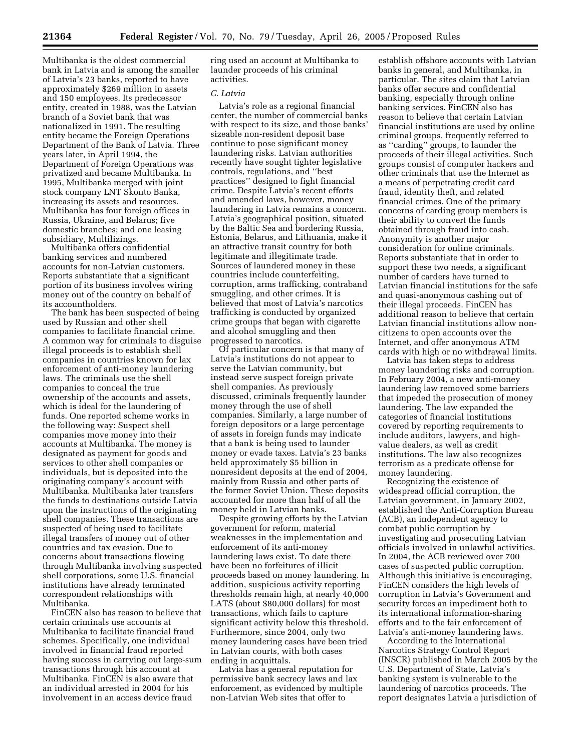Multibanka is the oldest commercial bank in Latvia and is among the smaller of Latvia's 23 banks, reported to have approximately $269 million in assets and 150 employees. Its predecessor entity, created in 1988, was the Latvian branch of a Soviet bank that was nationalized in 1991. The resulting entity became the Foreign Operations Department of the Bank of Latvia. Three years later, in April 1994, the Department of Foreign Operations was privatized and became Multibanka. In 1995, Multibanka merged with joint stock company LNT Skonto Banka, increasing its assets and resources. Multibanka has four foreign offices in Russia, Ukraine, and Belarus; five domestic branches; and one leasing subsidiary, Multilizings.

Multibanka offers confidential banking services and numbered accounts for non-Latvian customers. Reports substantiate that a significant portion of its business involves wiring money out of the country on behalf of its accountholders.

The bank has been suspected of being used by Russian and other shell companies to facilitate financial crime. A common way for criminals to disguise illegal proceeds is to establish shell companies in countries known for lax enforcement of anti-money laundering laws. The criminals use the shell companies to conceal the true ownership of the accounts and assets, which is ideal for the laundering of funds. One reported scheme works in the following way: Suspect shell companies move money into their accounts at Multibanka. The money is designated as payment for goods and services to other shell companies or individuals, but is deposited into the originating company's account with Multibanka. Multibanka later transfers the funds to destinations outside Latvia upon the instructions of the originating shell companies. These transactions are suspected of being used to facilitate illegal transfers of money out of other countries and tax evasion. Due to concerns about transactions flowing through Multibanka involving suspected shell corporations, some U.S. financial institutions have already terminated correspondent relationships with Multibanka.

FinCEN also has reason to believe that certain criminals use accounts at Multibanka to facilitate financial fraud schemes. Specifically, one individual involved in financial fraud reported having success in carrying out large-sum transactions through his account at Multibanka. FinCEN is also aware that an individual arrested in 2004 for his involvement in an access device fraud ring used an account at Multibanka to launder proceeds of his criminal activities.

*C. Latvia*

Latvia's role as a regional financial center, the number of commercial banks with respect to its size, and those banks' sizeable non-resident deposit base continue to pose significant money laundering risks. Latvian authorities recently have sought tighter legislative controls, regulations, and "best practices" designed to fight financial crime. Despite Latvia's recent efforts and amended laws, however, money laundering in Latvia remains a concern. Latvia's geographical position, situated by the Baltic Sea and bordering Russia, Estonia, Belarus, and Lithuania, make it an attractive transit country for both legitimate and illegitimate trade. Sources of laundered money in these countries include counterfeiting, corruption, arms trafficking, contraband smuggling, and other crimes. It is believed that most of Latvia's narcotics trafficking is conducted by organized crime groups that began with cigarette and alcohol smuggling and then progressed to narcotics.

Of particular concern is that many of Latvia's institutions do not appear to serve the Latvian community, but instead serve suspect foreign private shell companies. As previously discussed, criminals frequently launder money through the use of shell companies. Similarly, a large number of foreign depositors or a large percentage of assets in foreign funds may indicate that a bank is being used to launder money or evade taxes. Latvia's 23 banks held approximately $5 billion in nonresident deposits at the end of 2004, mainly from Russia and other parts of the former Soviet Union. These deposits accounted for more than half of all the money held in Latvian banks.

Despite growing efforts by the Latvian government for reform, material weaknesses in the implementation and enforcement of its anti-money laundering laws exist. To date there have been no forfeitures of illicit proceeds based on money laundering. In addition, suspicious activity reporting thresholds remain high, at nearly 40,000 LATS (about $80,000 dollars) for most transactions, which fails to capture significant activity below this threshold. Furthermore, since 2004, only two money laundering cases have been tried in Latvian courts, with both cases ending in acquittals.

Latvia has a general reputation for permissive bank secrecy laws and lax enforcement, as evidenced by multiple non-Latvian Web sites that offer to establish offshore accounts with Latvian banks in general, and Multibanka, in particular. The sites claim that Latvian banks offer secure and confidential banking, especially through online banking services. FinCEN also has reason to believe that certain Latvian financial institutions are used by online criminal groups, frequently referred to as "carding" groups, to launder the proceeds of their illegal activities. Such groups consist of computer hackers and other criminals that use the Internet as a means of perpetrating credit card fraud, identity theft, and related financial crimes. One of the primary concerns of carding group members is their ability to convert the funds obtained through fraud into cash. Anonymity is another major consideration for online criminals. Reports substantiate that in order to support these two needs, a significant number of carders have turned to Latvian financial institutions for the safe and quasi-anonymous cashing out of their illegal proceeds. FinCEN has additional reason to believe that certain Latvian financial institutions allow non-citizens to open accounts over the Internet, and offer anonymous ATM cards with high or no withdrawal limits.

Latvia has taken steps to address money laundering risks and corruption. In February 2004, a new anti-money laundering law removed some barriers that impeded the prosecution of money laundering. The law expanded the categories of financial institutions covered by reporting requirements to include auditors, lawyers, and high-value dealers, as well as credit institutions. The law also recognizes terrorism as a predicate offense for money laundering.

Recognizing the existence of widespread official corruption, the Latvian government, in January 2002, established the Anti-Corruption Bureau (ACB), an independent agency to combat public corruption by investigating and prosecuting Latvian officials involved in unlawful activities. In 2004, the ACB reviewed over 700 cases of suspected public corruption. Although this initiative is encouraging, FinCEN considers the high levels of corruption in Latvia's Government and security forces an impediment both to its international information-sharing efforts and to the fair enforcement of Latvia's anti-money laundering laws.

According to the International Narcotics Strategy Control Report (INSCR) published in March 2005 by the U.S. Department of State, Latvia's banking system is vulnerable to the laundering of narcotics proceeds. The report designates Latvia a jurisdiction of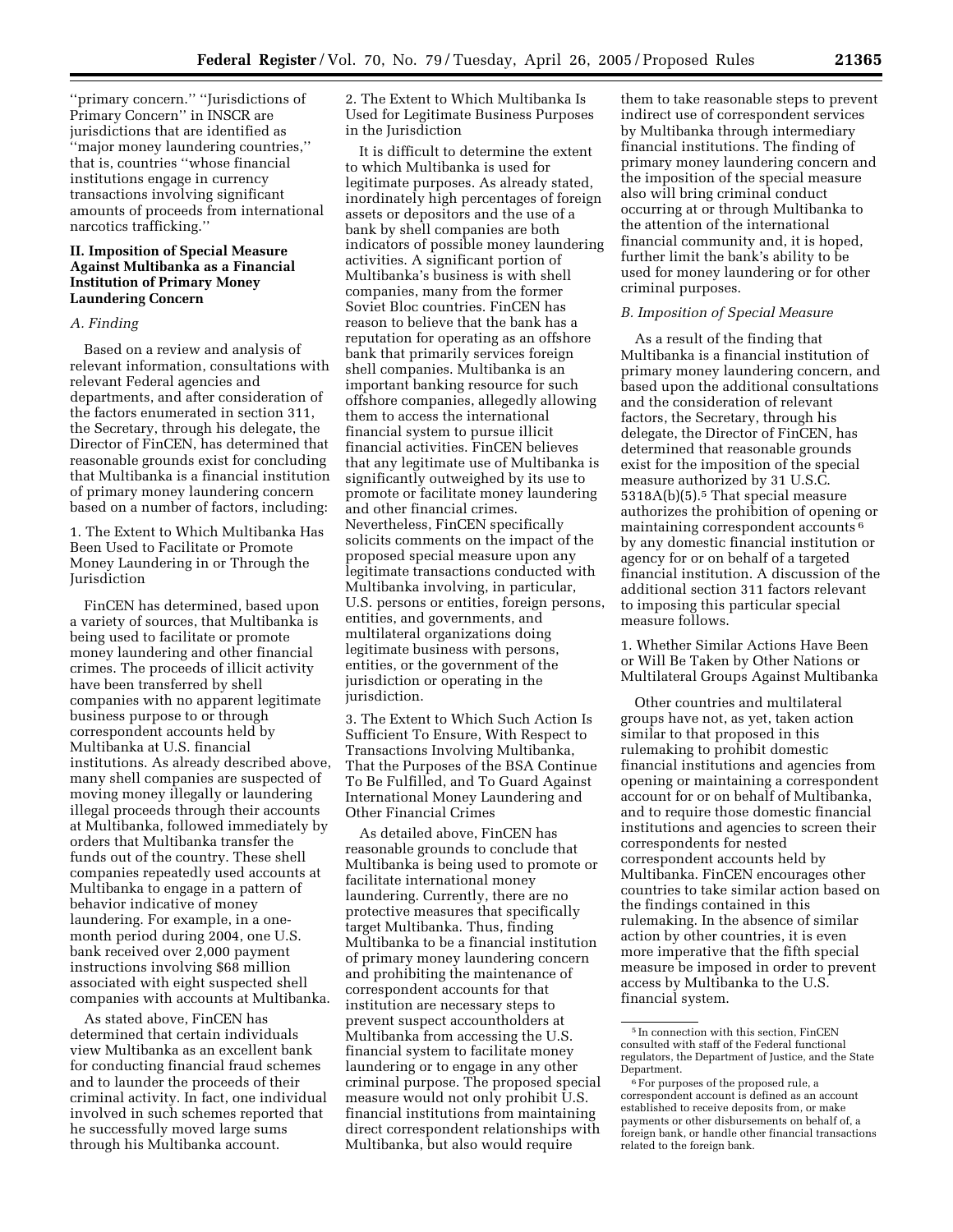"primary concern." "Jurisdictions of Primary Concern" in INSCR are jurisdictions that are identified as "major money laundering countries," that is, countries "whose financial institutions engage in currency transactions involving significant amounts of proceeds from international narcotics trafficking."

## II. Imposition of Special Measure Against Multibanka as a Financial Institution of Primary Money Laundering Concern

### *A. Finding*

Based on a review and analysis of relevant information, consultations with relevant Federal agencies and departments, and after consideration of the factors enumerated in section 311, the Secretary, through his delegate, the Director of FinCEN, has determined that reasonable grounds exist for concluding that Multibanka is a financial institution of primary money laundering concern based on a number of factors, including:

1. The Extent to Which Multibanka Has Been Used to Facilitate or Promote Money Laundering in or Through the Jurisdiction

FinCEN has determined, based upon a variety of sources, that Multibanka is being used to facilitate or promote money laundering and other financial crimes. The proceeds of illicit activity have been transferred by shell companies with no apparent legitimate business purpose to or through correspondent accounts held by Multibanka at U.S. financial institutions. As already described above, many shell companies are suspected of moving money illegally or laundering illegal proceeds through their accounts at Multibanka, followed immediately by orders that Multibanka transfer the funds out of the country. These shell companies repeatedly used accounts at Multibanka to engage in a pattern of behavior indicative of money laundering. For example, in a one-month period during 2004, one U.S. bank received over 2,000 payment instructions involving $68 million associated with eight suspected shell companies with accounts at Multibanka.

As stated above, FinCEN has determined that certain individuals view Multibanka as an excellent bank for conducting financial fraud schemes and to launder the proceeds of their criminal activity. In fact, one individual involved in such schemes reported that he successfully moved large sums through his Multibanka account.

2. The Extent to Which Multibanka Is Used for Legitimate Business Purposes in the Jurisdiction

It is difficult to determine the extent to which Multibanka is used for legitimate purposes. As already stated, inordinately high percentages of foreign assets or depositors and the use of a bank by shell companies are both indicators of possible money laundering activities. A significant portion of Multibanka's business is with shell companies, many from the former Soviet Bloc countries. FinCEN has reason to believe that the bank has a reputation for operating as an offshore bank that primarily services foreign shell companies. Multibanka is an important banking resource for such offshore companies, allegedly allowing them to access the international financial system to pursue illicit financial activities. FinCEN believes that any legitimate use of Multibanka is significantly outweighed by its use to promote or facilitate money laundering and other financial crimes. Nevertheless, FinCEN specifically solicits comments on the impact of the proposed special measure upon any legitimate transactions conducted with Multibanka involving, in particular, U.S. persons or entities, foreign persons, entities, and governments, and multilateral organizations doing legitimate business with persons, entities, or the government of the jurisdiction or operating in the jurisdiction.

3. The Extent to Which Such Action Is Sufficient To Ensure, With Respect to Transactions Involving Multibanka, That the Purposes of the BSA Continue To Be Fulfilled, and To Guard Against International Money Laundering and Other Financial Crimes

As detailed above, FinCEN has reasonable grounds to conclude that Multibanka is being used to promote or facilitate international money laundering. Currently, there are no protective measures that specifically target Multibanka. Thus, finding Multibanka to be a financial institution of primary money laundering concern and prohibiting the maintenance of correspondent accounts for that institution are necessary steps to prevent suspect accountholders at Multibanka from accessing the U.S. financial system to facilitate money laundering or to engage in any other criminal purpose. The proposed special measure would not only prohibit U.S. financial institutions from maintaining direct correspondent relationships with Multibanka, but also would require them to take reasonable steps to prevent indirect use of correspondent services by Multibanka through intermediary financial institutions. The finding of primary money laundering concern and the imposition of the special measure also will bring criminal conduct occurring at or through Multibanka to the attention of the international financial community and, it is hoped, further limit the bank's ability to be used for money laundering or for other criminal purposes.

### *B. Imposition of Special Measure*

As a result of the finding that Multibanka is a financial institution of primary money laundering concern, and based upon the additional consultations and the consideration of relevant factors, the Secretary, through his delegate, the Director of FinCEN, has determined that reasonable grounds exist for the imposition of the special measure authorized by 31 U.S.C. 5318A(b)(5).[5] That special measure authorizes the prohibition of opening or maintaining correspondent accounts[6] by any domestic financial institution or agency for or on behalf of a targeted financial institution. A discussion of the additional section 311 factors relevant to imposing this particular special measure follows.

1. Whether Similar Actions Have Been or Will Be Taken by Other Nations or Multilateral Groups Against Multibanka

Other countries and multilateral groups have not, as yet, taken action similar to that proposed in this rulemaking to prohibit domestic financial institutions and agencies from opening or maintaining a correspondent account for or on behalf of Multibanka, and to require those domestic financial institutions and agencies to screen their correspondents for nested correspondent accounts held by Multibanka. FinCEN encourages other countries to take similar action based on the findings contained in this rulemaking. In the absence of similar action by other countries, it is even more imperative that the fifth special measure be imposed in order to prevent access by Multibanka to the U.S. financial system.

[5] In connection with this section, FinCEN consulted with staff of the Federal functional regulators, the Department of Justice, and the State Department.

[6] For purposes of the proposed rule, a correspondent account is defined as an account established to receive deposits from, or make payments or other disbursements on behalf of, a foreign bank, or handle other financial transactions related to the foreign bank.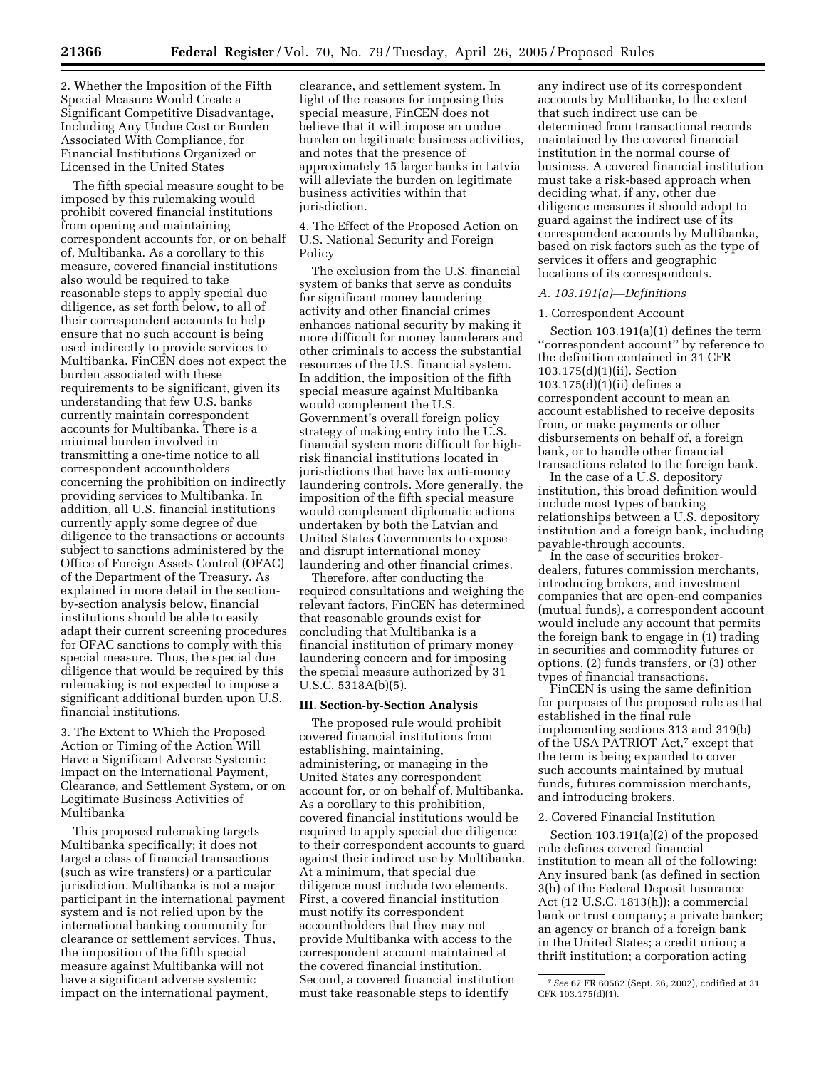2. Whether the Imposition of the Fifth Special Measure Would Create a Significant Competitive Disadvantage, Including Any Undue Cost or Burden Associated With Compliance, for Financial Institutions Organized or Licensed in the United States

The fifth special measure sought to be imposed by this rulemaking would prohibit covered financial institutions from opening and maintaining correspondent accounts for, or on behalf of, Multibanka. As a corollary to this measure, covered financial institutions also would be required to take reasonable steps to apply special due diligence, as set forth below, to all of their correspondent accounts to help ensure that no such account is being used indirectly to provide services to Multibanka. FinCEN does not expect the burden associated with these requirements to be significant, given its understanding that few U.S. banks currently maintain correspondent accounts for Multibanka. There is a minimal burden involved in transmitting a one-time notice to all correspondent accountholders concerning the prohibition on indirectly providing services to Multibanka. In addition, all U.S. financial institutions currently apply some degree of due diligence to the transactions or accounts subject to sanctions administered by the Office of Foreign Assets Control (OFAC) of the Department of the Treasury. As explained in more detail in the section-by-section analysis below, financial institutions should be able to easily adapt their current screening procedures for OFAC sanctions to comply with this special measure. Thus, the special due diligence that would be required by this rulemaking is not expected to impose a significant additional burden upon U.S. financial institutions.

3. The Extent to Which the Proposed Action or Timing of the Action Will Have a Significant Adverse Systemic Impact on the International Payment, Clearance, and Settlement System, or on Legitimate Business Activities of Multibanka

This proposed rulemaking targets Multibanka specifically; it does not target a class of financial transactions (such as wire transfers) or a particular jurisdiction. Multibanka is not a major participant in the international payment system and is not relied upon by the international banking community for clearance or settlement services. Thus, the imposition of the fifth special measure against Multibanka will not have a significant adverse systemic impact on the international payment, clearance, and settlement system. In light of the reasons for imposing this special measure, FinCEN does not believe that it will impose an undue burden on legitimate business activities, and notes that the presence of approximately 15 larger banks in Latvia will alleviate the burden on legitimate business activities within that jurisdiction.

4. The Effect of the Proposed Action on U.S. National Security and Foreign Policy

The exclusion from the U.S. financial system of banks that serve as conduits for significant money laundering activity and other financial crimes enhances national security by making it more difficult for money launderers and other criminals to access the substantial resources of the U.S. financial system. In addition, the imposition of the fifth special measure against Multibanka would complement the U.S. Government's overall foreign policy strategy of making entry into the U.S. financial system more difficult for high-risk financial institutions located in jurisdictions that have lax anti-money laundering controls. More generally, the imposition of the fifth special measure would complement diplomatic actions undertaken by both the Latvian and United States Governments to expose and disrupt international money laundering and other financial crimes.

Therefore, after conducting the required consultations and weighing the relevant factors, FinCEN has determined that reasonable grounds exist for concluding that Multibanka is a financial institution of primary money laundering concern and for imposing the special measure authorized by 31 U.S.C. 5318A(b)(5).

## III. Section-by-Section Analysis

The proposed rule would prohibit covered financial institutions from establishing, maintaining, administering, or managing in the United States any correspondent account for, or on behalf of, Multibanka. As a corollary to this prohibition, covered financial institutions would be required to apply special due diligence to their correspondent accounts to guard against their indirect use by Multibanka. At a minimum, that special due diligence must include two elements. First, a covered financial institution must notify its correspondent accountholders that they may not provide Multibanka with access to the correspondent account maintained at the covered financial institution. Second, a covered financial institution must take reasonable steps to identify any indirect use of its correspondent accounts by Multibanka, to the extent that such indirect use can be determined from transactional records maintained by the covered financial institution in the normal course of business. A covered financial institution must take a risk-based approach when deciding what, if any, other due diligence measures it should adopt to guard against the indirect use of its correspondent accounts by Multibanka, based on risk factors such as the type of services it offers and geographic locations of its correspondents.

### *A. 103.191(a)—Definitions*

1. Correspondent Account

Section 103.191(a)(1) defines the term "correspondent account" by reference to the definition contained in 31 CFR 103.175(d)(1)(ii). Section 103.175(d)(1)(ii) defines a correspondent account to mean an account established to receive deposits from, or make payments or other disbursements on behalf of, a foreign bank, or to handle other financial transactions related to the foreign bank.

In the case of a U.S. depository institution, this broad definition would include most types of banking relationships between a U.S. depository institution and a foreign bank, including payable-through accounts.

In the case of securities broker-dealers, futures commission merchants, introducing brokers, and investment companies that are open-end companies (mutual funds), a correspondent account would include any account that permits the foreign bank to engage in (1) trading in securities and commodity futures or options, (2) funds transfers, or (3) other types of financial transactions.

FinCEN is using the same definition for purposes of the proposed rule as that established in the final rule implementing sections 313 and 319(b) of the USA PATRIOT Act,[7] except that the term is being expanded to cover such accounts maintained by mutual funds, futures commission merchants, and introducing brokers.

2. Covered Financial Institution

Section 103.191(a)(2) of the proposed rule defines covered financial institution to mean all of the following: Any insured bank (as defined in section 3(h) of the Federal Deposit Insurance Act (12 U.S.C. 1813(h)); a commercial bank or trust company; a private banker; an agency or branch of a foreign bank in the United States; a credit union; a thrift institution; a corporation acting

[7] *See* 67 FR 60562 (Sept. 26, 2002), codified at 31 CFR 103.175(d)(1).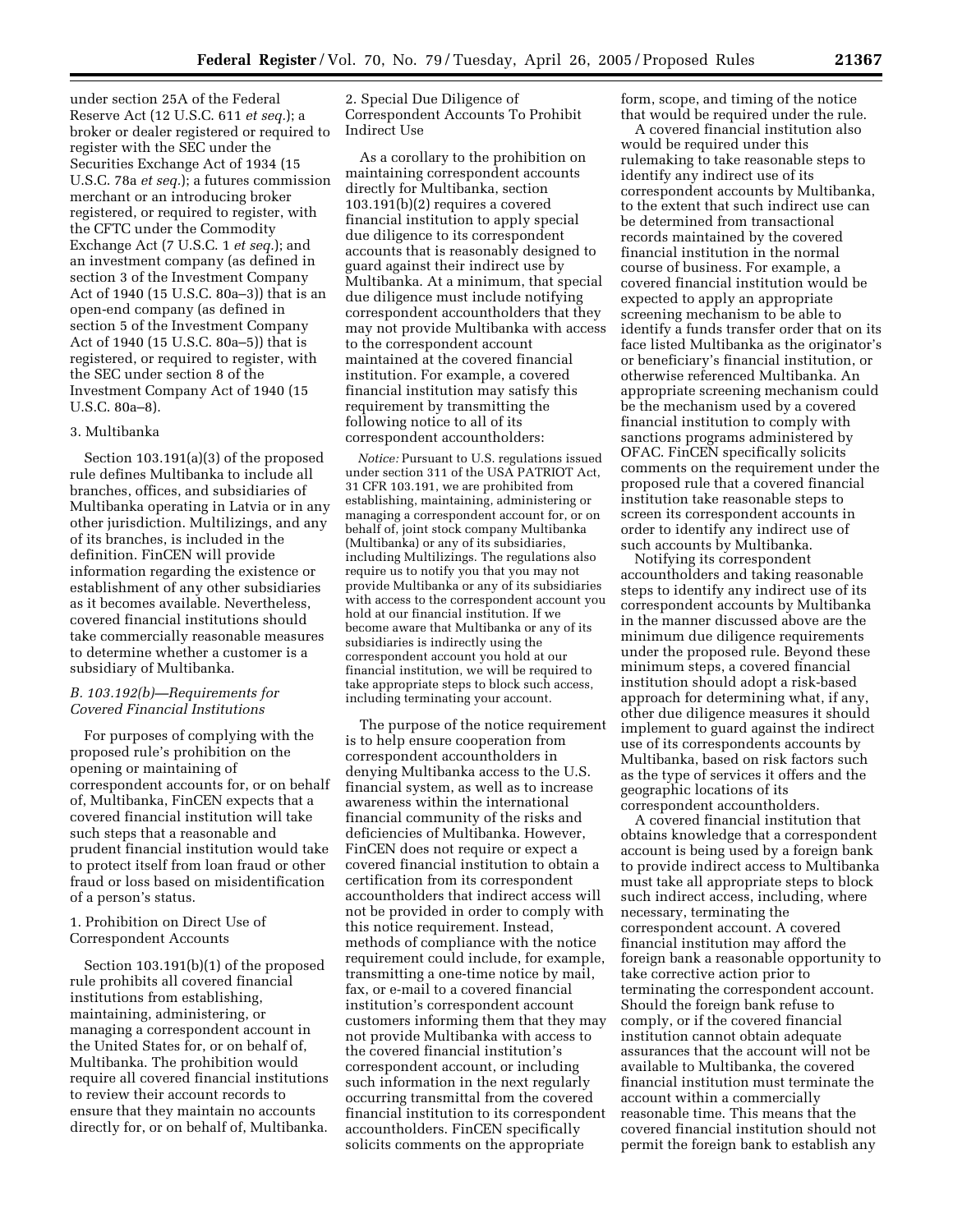under section 25A of the Federal Reserve Act (12 U.S.C. 611 *et seq.*); a broker or dealer registered or required to register with the SEC under the Securities Exchange Act of 1934 (15 U.S.C. 78a *et seq.*); a futures commission merchant or an introducing broker registered, or required to register, with the CFTC under the Commodity Exchange Act (7 U.S.C. 1 *et seq.*); and an investment company (as defined in section 3 of the Investment Company Act of 1940 (15 U.S.C. 80a–3)) that is an open-end company (as defined in section 5 of the Investment Company Act of 1940 (15 U.S.C. 80a–5)) that is registered, or required to register, with the SEC under section 8 of the Investment Company Act of 1940 (15 U.S.C. 80a–8).

3. Multibanka

Section 103.191(a)(3) of the proposed rule defines Multibanka to include all branches, offices, and subsidiaries of Multibanka operating in Latvia or in any other jurisdiction. Multilizings, and any of its branches, is included in the definition. FinCEN will provide information regarding the existence or establishment of any other subsidiaries as it becomes available. Nevertheless, covered financial institutions should take commercially reasonable measures to determine whether a customer is a subsidiary of Multibanka.

### *B. 103.192(b)—Requirements for Covered Financial Institutions*

For purposes of complying with the proposed rule's prohibition on the opening or maintaining of correspondent accounts for, or on behalf of, Multibanka, FinCEN expects that a covered financial institution will take such steps that a reasonable and prudent financial institution would take to protect itself from loan fraud or other fraud or loss based on misidentification of a person's status.

1. Prohibition on Direct Use of Correspondent Accounts

Section 103.191(b)(1) of the proposed rule prohibits all covered financial institutions from establishing, maintaining, administering, or managing a correspondent account in the United States for, or on behalf of, Multibanka. The prohibition would require all covered financial institutions to review their account records to ensure that they maintain no accounts directly for, or on behalf of, Multibanka.

2. Special Due Diligence of Correspondent Accounts To Prohibit Indirect Use

As a corollary to the prohibition on maintaining correspondent accounts directly for Multibanka, section 103.191(b)(2) requires a covered financial institution to apply special due diligence to its correspondent accounts that is reasonably designed to guard against their indirect use by Multibanka. At a minimum, that special due diligence must include notifying correspondent accountholders that they may not provide Multibanka with access to the correspondent account maintained at the covered financial institution. For example, a covered financial institution may satisfy this requirement by transmitting the following notice to all of its correspondent accountholders:

*Notice:* Pursuant to U.S. regulations issued under section 311 of the USA PATRIOT Act, 31 CFR 103.191, we are prohibited from establishing, maintaining, administering or managing a correspondent account for, or on behalf of, joint stock company Multibanka (Multibanka) or any of its subsidiaries, including Multilizings. The regulations also require us to notify you that you may not provide Multibanka or any of its subsidiaries with access to the correspondent account you hold at our financial institution. If we become aware that Multibanka or any of its subsidiaries is indirectly using the correspondent account you hold at our financial institution, we will be required to take appropriate steps to block such access, including terminating your account.

The purpose of the notice requirement is to help ensure cooperation from correspondent accountholders in denying Multibanka access to the U.S. financial system, as well as to increase awareness within the international financial community of the risks and deficiencies of Multibanka. However, FinCEN does not require or expect a covered financial institution to obtain a certification from its correspondent accountholders that indirect access will not be provided in order to comply with this notice requirement. Instead, methods of compliance with the notice requirement could include, for example, transmitting a one-time notice by mail, fax, or e-mail to a covered financial institution's correspondent account customers informing them that they may not provide Multibanka with access to the covered financial institution's correspondent account, or including such information in the next regularly occurring transmittal from the covered financial institution to its correspondent accountholders. FinCEN specifically solicits comments on the appropriate form, scope, and timing of the notice that would be required under the rule.

A covered financial institution also would be required under this rulemaking to take reasonable steps to identify any indirect use of its correspondent accounts by Multibanka, to the extent that such indirect use can be determined from transactional records maintained by the covered financial institution in the normal course of business. For example, a covered financial institution would be expected to apply an appropriate screening mechanism to be able to identify a funds transfer order that on its face listed Multibanka as the originator's or beneficiary's financial institution, or otherwise referenced Multibanka. An appropriate screening mechanism could be the mechanism used by a covered financial institution to comply with sanctions programs administered by OFAC. FinCEN specifically solicits comments on the requirement under the proposed rule that a covered financial institution take reasonable steps to screen its correspondent accounts in order to identify any indirect use of such accounts by Multibanka.

Notifying its correspondent accountholders and taking reasonable steps to identify any indirect use of its correspondent accounts by Multibanka in the manner discussed above are the minimum due diligence requirements under the proposed rule. Beyond these minimum steps, a covered financial institution should adopt a risk-based approach for determining what, if any, other due diligence measures it should implement to guard against the indirect use of its correspondents accounts by Multibanka, based on risk factors such as the type of services it offers and the geographic locations of its correspondent accountholders.

A covered financial institution that obtains knowledge that a correspondent account is being used by a foreign bank to provide indirect access to Multibanka must take all appropriate steps to block such indirect access, including, where necessary, terminating the correspondent account. A covered financial institution may afford the foreign bank a reasonable opportunity to take corrective action prior to terminating the correspondent account. Should the foreign bank refuse to comply, or if the covered financial institution cannot obtain adequate assurances that the account will not be available to Multibanka, the covered financial institution must terminate the account within a commercially reasonable time. This means that the covered financial institution should not permit the foreign bank to establish any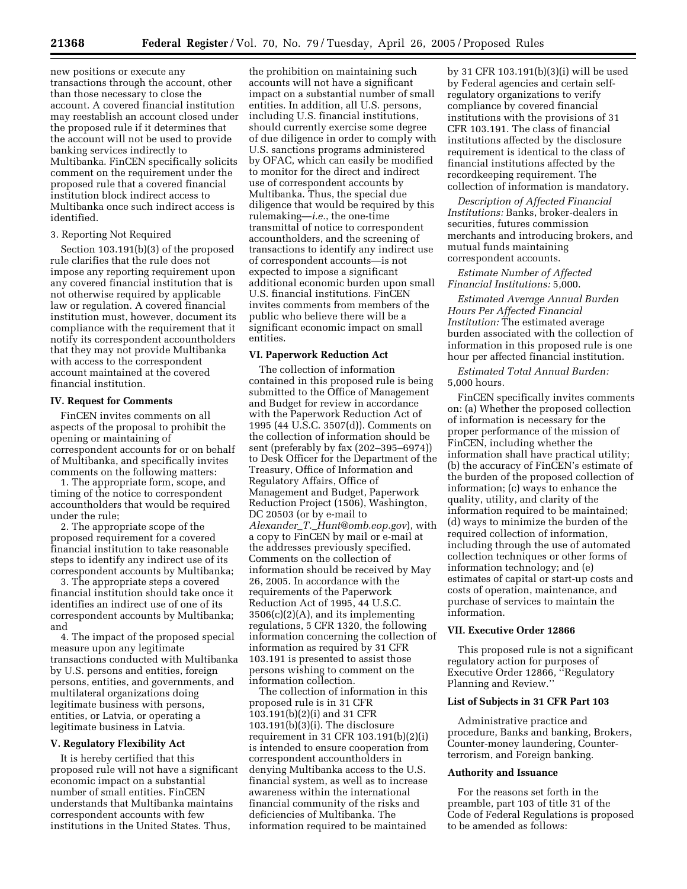new positions or execute any transactions through the account, other than those necessary to close the account. A covered financial institution may reestablish an account closed under the proposed rule if it determines that the account will not be used to provide banking services indirectly to Multibanka. FinCEN specifically solicits comment on the requirement under the proposed rule that a covered financial institution block indirect access to Multibanka once such indirect access is identified.

3. Reporting Not Required

Section 103.191(b)(3) of the proposed rule clarifies that the rule does not impose any reporting requirement upon any covered financial institution that is not otherwise required by applicable law or regulation. A covered financial institution must, however, document its compliance with the requirement that it notify its correspondent accountholders that they may not provide Multibanka with access to the correspondent account maintained at the covered financial institution.

### IV. Request for Comments

FinCEN invites comments on all aspects of the proposal to prohibit the opening or maintaining of correspondent accounts for or on behalf of Multibanka, and specifically invites comments on the following matters:

1. The appropriate form, scope, and timing of the notice to correspondent accountholders that would be required under the rule;
2. The appropriate scope of the proposed requirement for a covered financial institution to take reasonable steps to identify any indirect use of its correspondent accounts by Multibanka;
3. The appropriate steps a covered financial institution should take once it identifies an indirect use of one of its correspondent accounts by Multibanka; and
4. The impact of the proposed special measure upon any legitimate transactions conducted with Multibanka by U.S. persons and entities, foreign persons, entities, and governments, and multilateral organizations doing legitimate business with persons, entities, or Latvia, or operating a legitimate business in Latvia.

### V. Regulatory Flexibility Act

It is hereby certified that this proposed rule will not have a significant economic impact on a substantial number of small entities. FinCEN understands that Multibanka maintains correspondent accounts with few institutions in the United States. Thus, the prohibition on maintaining such accounts will not have a significant impact on a substantial number of small entities. In addition, all U.S. persons, including U.S. financial institutions, should currently exercise some degree of due diligence in order to comply with U.S. sanctions programs administered by OFAC, which can easily be modified to monitor for the direct and indirect use of correspondent accounts by Multibanka. Thus, the special due diligence that would be required by this rulemaking—*i.e.*, the one-time transmittal of notice to correspondent accountholders, and the screening of transactions to identify any indirect use of correspondent accounts—is not expected to impose a significant additional economic burden upon small U.S. financial institutions. FinCEN invites comments from members of the public who believe there will be a significant economic impact on small entities.

### VI. Paperwork Reduction Act

The collection of information contained in this proposed rule is being submitted to the Office of Management and Budget for review in accordance with the Paperwork Reduction Act of 1995 (44 U.S.C. 3507(d)). Comments on the collection of information should be sent (preferably by fax (202–395–6974)) to Desk Officer for the Department of the Treasury, Office of Information and Regulatory Affairs, Office of Management and Budget, Paperwork Reduction Project (1506), Washington, DC 20503 (or by e-mail to *Alexander_T._Hunt@omb.eop.gov*), with a copy to FinCEN by mail or e-mail at the addresses previously specified. Comments on the collection of information should be received by May 26, 2005. In accordance with the requirements of the Paperwork Reduction Act of 1995, 44 U.S.C. 3506(c)(2)(A), and its implementing regulations, 5 CFR 1320, the following information concerning the collection of information as required by 31 CFR 103.191 is presented to assist those persons wishing to comment on the information collection.

The collection of information in this proposed rule is in 31 CFR 103.191(b)(2)(i) and 31 CFR 103.191(b)(3)(i). The disclosure requirement in 31 CFR 103.191(b)(2)(i) is intended to ensure cooperation from correspondent accountholders in denying Multibanka access to the U.S. financial system, as well as to increase awareness within the international financial community of the risks and deficiencies of Multibanka. The information required to be maintained by 31 CFR 103.191(b)(3)(i) will be used by Federal agencies and certain self-regulatory organizations to verify compliance by covered financial institutions with the provisions of 31 CFR 103.191. The class of financial institutions affected by the disclosure requirement is identical to the class of financial institutions affected by the recordkeeping requirement. The collection of information is mandatory.

*Description of Affected Financial Institutions:* Banks, broker-dealers in securities, futures commission merchants and introducing brokers, and mutual funds maintaining correspondent accounts.

*Estimate Number of Affected Financial Institutions:* 5,000.

*Estimated Average Annual Burden Hours Per Affected Financial Institution:* The estimated average burden associated with the collection of information in this proposed rule is one hour per affected financial institution.

*Estimated Total Annual Burden:* 5,000 hours.

FinCEN specifically invites comments on: (a) Whether the proposed collection of information is necessary for the proper performance of the mission of FinCEN, including whether the information shall have practical utility; (b) the accuracy of FinCEN's estimate of the burden of the proposed collection of information; (c) ways to enhance the quality, utility, and clarity of the information required to be maintained; (d) ways to minimize the burden of the required collection of information, including through the use of automated collection techniques or other forms of information technology; and (e) estimates of capital or start-up costs and costs of operation, maintenance, and purchase of services to maintain the information.

### VII. Executive Order 12866

This proposed rule is not a significant regulatory action for purposes of Executive Order 12866, ''Regulatory Planning and Review.''

### List of Subjects in 31 CFR Part 103

Administrative practice and procedure, Banks and banking, Brokers, Counter-money laundering, Counter-terrorism, and Foreign banking.

### Authority and Issuance

For the reasons set forth in the preamble, part 103 of title 31 of the Code of Federal Regulations is proposed to be amended as follows: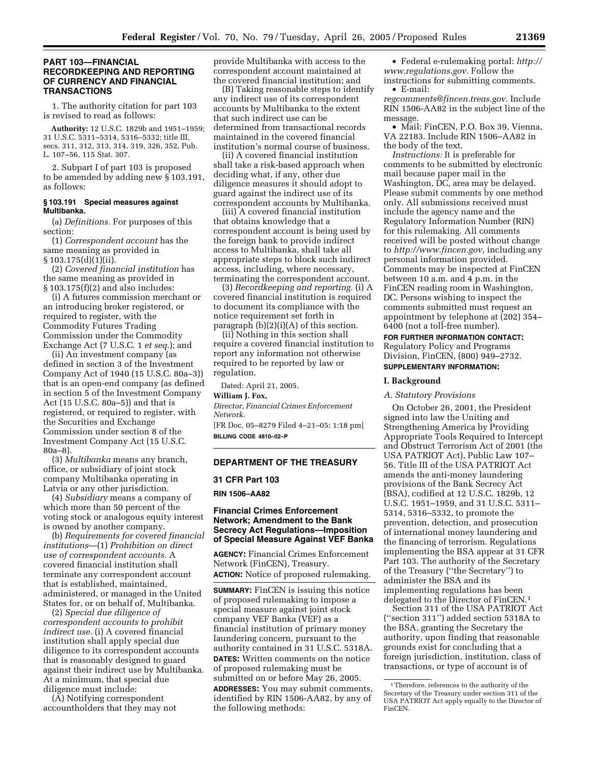## PART 103—FINANCIAL RECORDKEEPING AND REPORTING OF CURRENCY AND FINANCIAL TRANSACTIONS

1. The authority citation for part 103 is revised to read as follows:

**Authority:** 12 U.S.C. 1829b and 1951–1959; 31 U.S.C. 5311–5314, 5316–5332; title III, secs. 311, 312, 313, 314, 319, 326, 352, Pub. L. 107–56, 115 Stat. 307.

2. Subpart I of part 103 is proposed to be amended by adding new § 103.191, as follows:

### § 103.191 Special measures against Multibanka.

(a) *Definitions.* For purposes of this section:

(1) *Correspondent account* has the same meaning as provided in § 103.175(d)(1)(ii).

(2) *Covered financial institution* has the same meaning as provided in § 103.175(f)(2) and also includes:

(i) A futures commission merchant or an introducing broker registered, or required to register, with the Commodity Futures Trading Commission under the Commodity Exchange Act (7 U.S.C. 1 *et seq.*); and

(ii) An investment company (as defined in section 3 of the Investment Company Act of 1940 (15 U.S.C. 80a–3)) that is an open-end company (as defined in section 5 of the Investment Company Act (15 U.S.C. 80a–5)) and that is registered, or required to register, with the Securities and Exchange Commission under section 8 of the Investment Company Act (15 U.S.C. 80a–8).

(3) *Multibanka* means any branch, office, or subsidiary of joint stock company Multibanka operating in Latvia or any other jurisdiction.

(4) *Subsidiary* means a company of which more than 50 percent of the voting stock or analogous equity interest is owned by another company.

(b) *Requirements for covered financial institutions*—(1) *Prohibition on direct use of correspondent accounts.* A covered financial institution shall terminate any correspondent account that is established, maintained, administered, or managed in the United States for, or on behalf of, Multibanka.

(2) *Special due diligence of correspondent accounts to prohibit indirect use.* (i) A covered financial institution shall apply special due diligence to its correspondent accounts that is reasonably designed to guard against their indirect use by Multibanka. At a minimum, that special due diligence must include:

(A) Notifying correspondent accountholders that they may not provide Multibanka with access to the correspondent account maintained at the covered financial institution; and

(B) Taking reasonable steps to identify any indirect use of its correspondent accounts by Multibanka to the extent that such indirect use can be determined from transactional records maintained in the covered financial institution's normal course of business.

(ii) A covered financial institution shall take a risk-based approach when deciding what, if any, other due diligence measures it should adopt to guard against the indirect use of its correspondent accounts by Multibanka.

(iii) A covered financial institution that obtains knowledge that a correspondent account is being used by the foreign bank to provide indirect access to Multibanka, shall take all appropriate steps to block such indirect access, including, where necessary, terminating the correspondent account.

(3) *Recordkeeping and reporting.* (i) A covered financial institution is required to document its compliance with the notice requirement set forth in paragraph (b)(2)(i)(A) of this section.

(ii) Nothing in this section shall require a covered financial institution to report any information not otherwise required to be reported by law or regulation.

Dated: April 21, 2005.

**William J. Fox,**

*Director, Financial Crimes Enforcement Network.*

[FR Doc. 05–8279 Filed 4–21–05; 1:18 pm]

**BILLING CODE 4810–02–P**

---

## DEPARTMENT OF THE TREASURY

### 31 CFR Part 103

**RIN 1506–AA82**

### Financial Crimes Enforcement Network; Amendment to the Bank Secrecy Act Regulations—Imposition of Special Measure Against VEF Banka

**AGENCY:** Financial Crimes Enforcement Network (FinCEN), Treasury.

**ACTION:** Notice of proposed rulemaking.

**SUMMARY:** FinCEN is issuing this notice of proposed rulemaking to impose a special measure against joint stock company VEF Banka (VEF) as a financial institution of primary money laundering concern, pursuant to the authority contained in 31 U.S.C. 5318A.

**DATES:** Written comments on the notice of proposed rulemaking must be submitted on or before May 26, 2005.

**ADDRESSES:** You may submit comments, identified by RIN 1506-AA82, by any of the following methods:

- Federal e-rulemaking portal: *http://www.regulations.gov.* Follow the instructions for submitting comments.
- E-mail: *regcomments@fincen.treas.gov.* Include RIN 1506-AA82 in the subject line of the message.
- Mail: FinCEN, P.O. Box 39, Vienna, VA 22183. Include RIN 1506–AA82 in the body of the text.

*Instructions:* It is preferable for comments to be submitted by electronic mail because paper mail in the Washington, DC, area may be delayed. Please submit comments by one method only. All submissions received must include the agency name and the Regulatory Information Number (RIN) for this rulemaking. All comments received will be posted without change to *http://www.fincen.gov,* including any personal information provided. Comments may be inspected at FinCEN between 10 a.m. and 4 p.m. in the FinCEN reading room in Washington, DC. Persons wishing to inspect the comments submitted must request an appointment by telephone at (202) 354–6400 (not a toll-free number).

**FOR FURTHER INFORMATION CONTACT:** Regulatory Policy and Programs Division, FinCEN, (800) 949–2732.

**SUPPLEMENTARY INFORMATION:**

#### I. Background

*A. Statutory Provisions*

On October 26, 2001, the President signed into law the Uniting and Strengthening America by Providing Appropriate Tools Required to Intercept and Obstruct Terrorism Act of 2001 (the USA PATRIOT Act), Public Law 107–56. Title III of the USA PATRIOT Act amends the anti-money laundering provisions of the Bank Secrecy Act (BSA), codified at 12 U.S.C. 1829b, 12 U.S.C. 1951–1959, and 31 U.S.C. 5311–5314, 5316–5332, to promote the prevention, detection, and prosecution of international money laundering and the financing of terrorism. Regulations implementing the BSA appear at 31 CFR Part 103. The authority of the Secretary of the Treasury ("the Secretary") to administer the BSA and its implementing regulations has been delegated to the Director of FinCEN.[1]

Section 311 of the USA PATRIOT Act ("section 311") added section 5318A to the BSA, granting the Secretary the authority, upon finding that reasonable grounds exist for concluding that a foreign jurisdiction, institution, class of transactions, or type of account is of

[1] Therefore, references to the authority of the Secretary of the Treasury under section 311 of the USA PATRIOT Act apply equally to the Director of FinCEN.